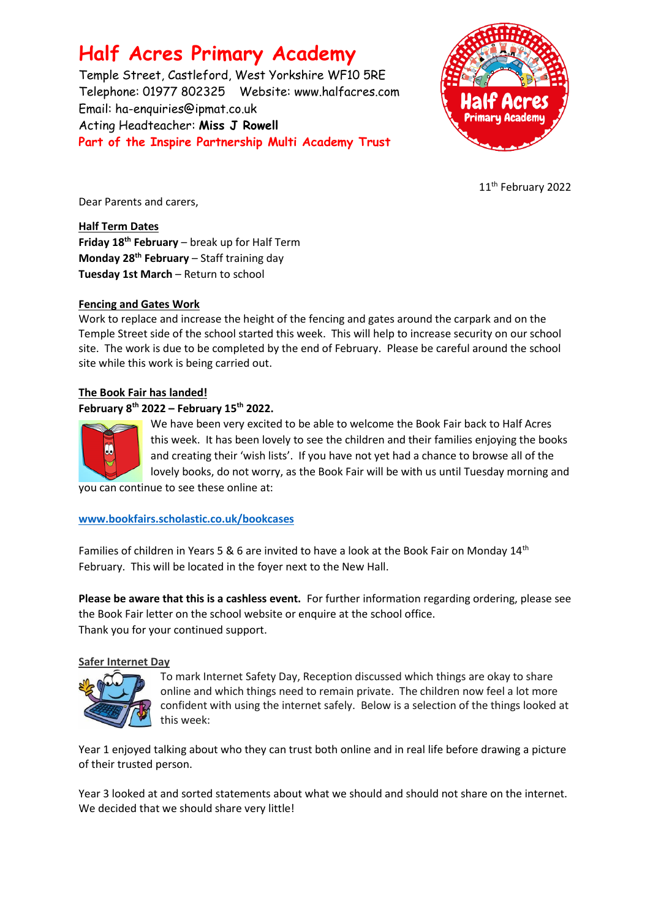# Half Acres Primary Academy

Temple Street, Castleford, West Yorkshire WF10 5RE
Telephone: 01977 802325  Website: www.halfacres.com
Email: ha-enquiries@ipmat.co.uk
Acting Headteacher: **Miss J Rowell**
Part of the Inspire Partnership Multi Academy Trust

11th February 2022

Dear Parents and carers,

**Half Term Dates**
**Friday 18th February** – break up for Half Term
**Monday 28th February** – Staff training day
**Tuesday 1st March** – Return to school

**Fencing and Gates Work**
Work to replace and increase the height of the fencing and gates around the carpark and on the Temple Street side of the school started this week. This will help to increase security on our school site. The work is due to be completed by the end of February. Please be careful around the school site while this work is being carried out.

**The Book Fair has landed!**
**February 8th 2022 – February 15th 2022.**
We have been very excited to be able to welcome the Book Fair back to Half Acres this week. It has been lovely to see the children and their families enjoying the books and creating their 'wish lists'. If you have not yet had a chance to browse all of the lovely books, do not worry, as the Book Fair will be with us until Tuesday morning and you can continue to see these online at:

www.bookfairs.scholastic.co.uk/bookcases

Families of children in Years 5 & 6 are invited to have a look at the Book Fair on Monday 14th February. This will be located in the foyer next to the New Hall.

**Please be aware that this is a cashless event.** For further information regarding ordering, please see the Book Fair letter on the school website or enquire at the school office.
Thank you for your continued support.

**Safer Internet Day**
To mark Internet Safety Day, Reception discussed which things are okay to share online and which things need to remain private. The children now feel a lot more confident with using the internet safely. Below is a selection of the things looked at this week:

Year 1 enjoyed talking about who they can trust both online and in real life before drawing a picture of their trusted person.

Year 3 looked at and sorted statements about what we should and should not share on the internet. We decided that we should share very little!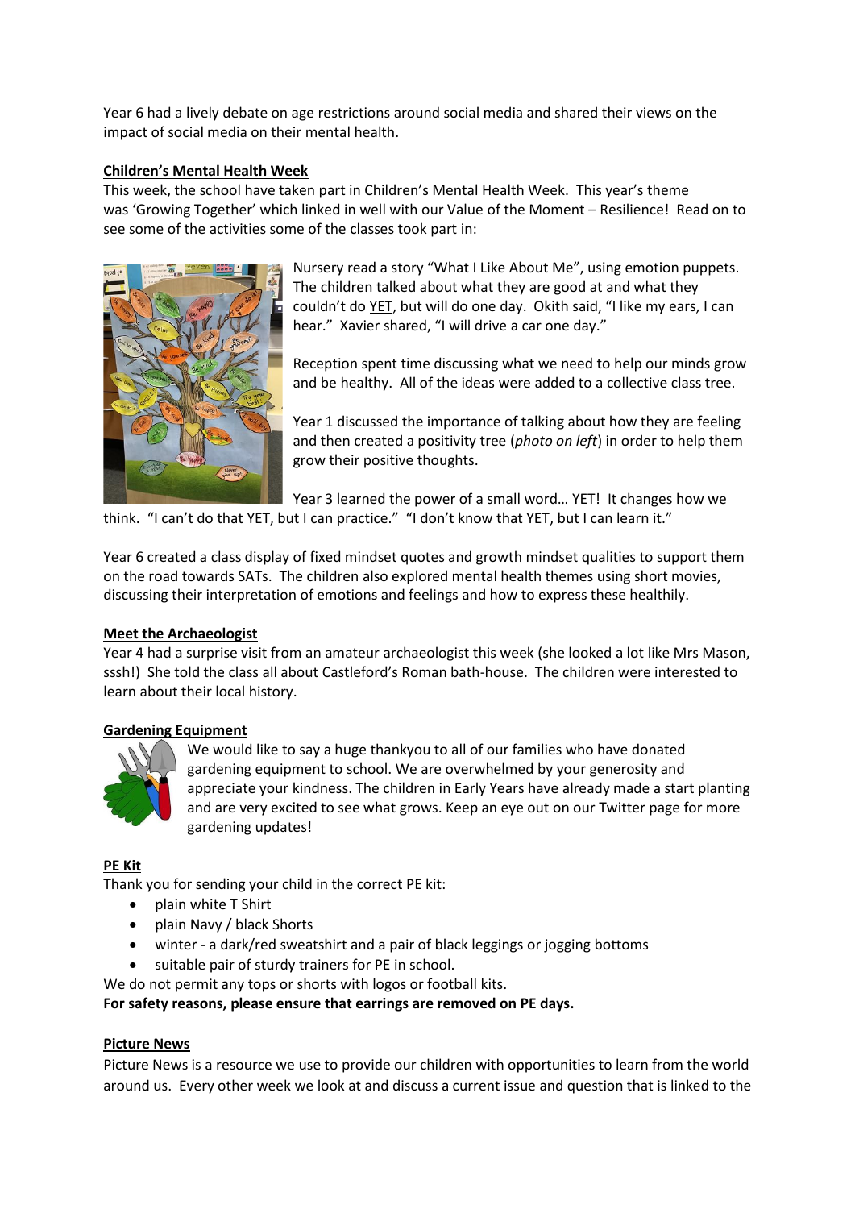Year 6 had a lively debate on age restrictions around social media and shared their views on the impact of social media on their mental health.

**Children's Mental Health Week**

This week, the school have taken part in Children's Mental Health Week. This year's theme was 'Growing Together' which linked in well with our Value of the Moment – Resilience! Read on to see some of the activities some of the classes took part in:

Nursery read a story "What I Like About Me", using emotion puppets. The children talked about what they are good at and what they couldn't do YET, but will do one day. Okith said, "I like my ears, I can hear." Xavier shared, "I will drive a car one day."

Reception spent time discussing what we need to help our minds grow and be healthy. All of the ideas were added to a collective class tree.

Year 1 discussed the importance of talking about how they are feeling and then created a positivity tree (*photo on left*) in order to help them grow their positive thoughts.

Year 3 learned the power of a small word… YET! It changes how we think. "I can't do that YET, but I can practice." "I don't know that YET, but I can learn it."

Year 6 created a class display of fixed mindset quotes and growth mindset qualities to support them on the road towards SATs. The children also explored mental health themes using short movies, discussing their interpretation of emotions and feelings and how to express these healthily.

**Meet the Archaeologist**

Year 4 had a surprise visit from an amateur archaeologist this week (she looked a lot like Mrs Mason, sssh!) She told the class all about Castleford's Roman bath-house. The children were interested to learn about their local history.

**Gardening Equipment**

We would like to say a huge thankyou to all of our families who have donated gardening equipment to school. We are overwhelmed by your generosity and appreciate your kindness. The children in Early Years have already made a start planting and are very excited to see what grows. Keep an eye out on our Twitter page for more gardening updates!

**PE Kit**

Thank you for sending your child in the correct PE kit:

- plain white T Shirt
- plain Navy / black Shorts
- winter - a dark/red sweatshirt and a pair of black leggings or jogging bottoms
- suitable pair of sturdy trainers for PE in school.

We do not permit any tops or shorts with logos or football kits.

**For safety reasons, please ensure that earrings are removed on PE days.**

**Picture News**

Picture News is a resource we use to provide our children with opportunities to learn from the world around us. Every other week we look at and discuss a current issue and question that is linked to the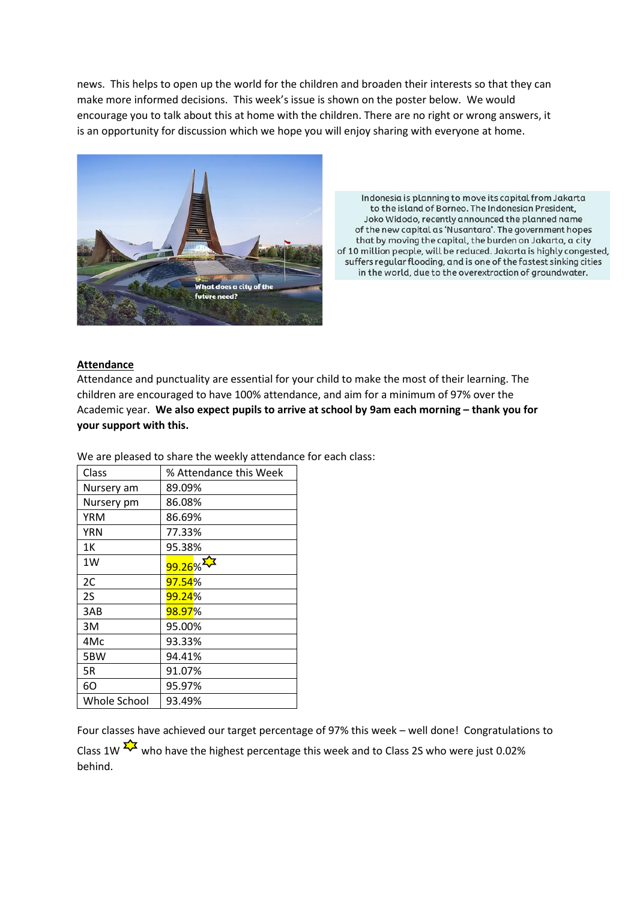news. This helps to open up the world for the children and broaden their interests so that they can make more informed decisions. This week's issue is shown on the poster below. We would encourage you to talk about this at home with the children. There are no right or wrong answers, it is an opportunity for discussion which we hope you will enjoy sharing with everyone at home.

Indonesia is planning to move its capital from Jakarta to the island of Borneo. The Indonesian President, Joko Widodo, recently announced the planned name of the new capital as 'Nusantara'. The government hopes that by moving the capital, the burden on Jakarta, a city of 10 million people, will be reduced. Jakarta is highly congested, suffers regular flooding, and is one of the fastest sinking cities in the world, due to the overextraction of groundwater.

## Attendance

Attendance and punctuality are essential for your child to make the most of their learning. The children are encouraged to have 100% attendance, and aim for a minimum of 97% over the Academic year. **We also expect pupils to arrive at school by 9am each morning – thank you for your support with this.**

We are pleased to share the weekly attendance for each class:

| Class | % Attendance this Week |
|---|---|
| Nursery am | 89.09% |
| Nursery pm | 86.08% |
| YRM | 86.69% |
| YRN | 77.33% |
| 1K | 95.38% |
| 1W | 99.26% ☆ |
| 2C | 97.54% |
| 2S | 99.24% |
| 3AB | 98.97% |
| 3M | 95.00% |
| 4Mc | 93.33% |
| 5BW | 94.41% |
| 5R | 91.07% |
| 6O | 95.97% |
| Whole School | 93.49% |

Four classes have achieved our target percentage of 97% this week – well done! Congratulations to Class 1W ☆ who have the highest percentage this week and to Class 2S who were just 0.02% behind.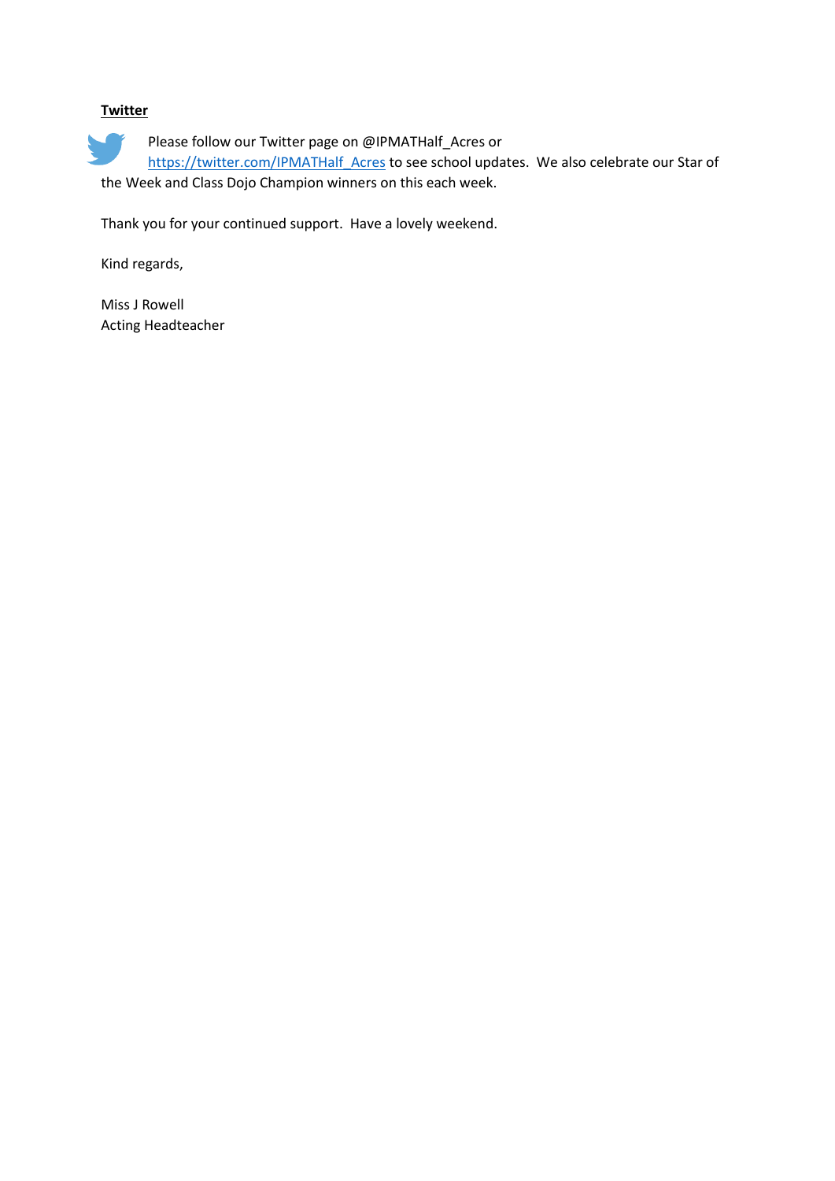**Twitter**

Please follow our Twitter page on @IPMATHalf_Acres or https://twitter.com/IPMATHalf_Acres to see school updates. We also celebrate our Star of the Week and Class Dojo Champion winners on this each week.

Thank you for your continued support. Have a lovely weekend.

Kind regards,

Miss J Rowell
Acting Headteacher